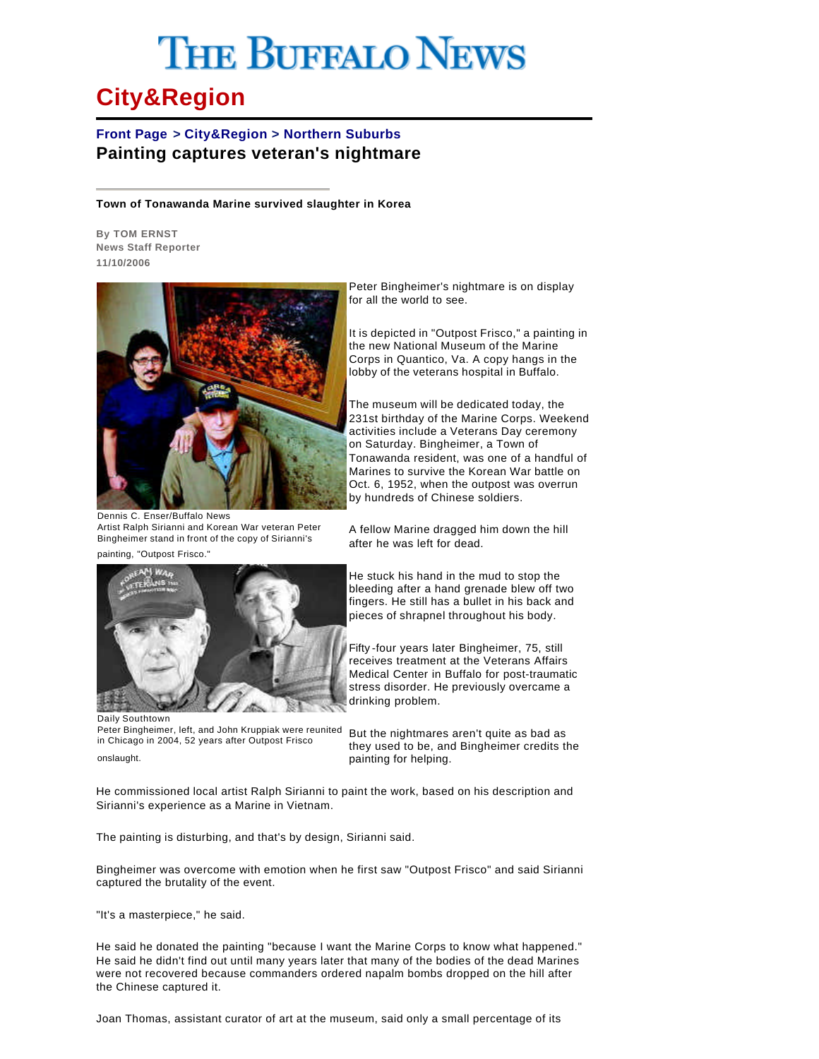# The Buffalo News

## City&Region

**Front Page > City&Region > Northern Suburbs**

## Painting captures veteran's nightmare

**Town of Tonawanda Marine survived slaughter in Korea**

**By TOM ERNST**
**News Staff Reporter**
**11/10/2006**

Dennis C. Enser/Buffalo News
Artist Ralph Sirianni and Korean War veteran Peter Bingheimer stand in front of the copy of Sirianni's painting, "Outpost Frisco."

Daily Southtown
Peter Bingheimer, left, and John Kruppiak were reunited in Chicago in 2004, 52 years after Outpost Frisco onslaught.

Peter Bingheimer's nightmare is on display for all the world to see.

It is depicted in "Outpost Frisco," a painting in the new National Museum of the Marine Corps in Quantico, Va. A copy hangs in the lobby of the veterans hospital in Buffalo.

The museum will be dedicated today, the 231st birthday of the Marine Corps. Weekend activities include a Veterans Day ceremony on Saturday. Bingheimer, a Town of Tonawanda resident, was one of a handful of Marines to survive the Korean War battle on Oct. 6, 1952, when the outpost was overrun by hundreds of Chinese soldiers.

A fellow Marine dragged him down the hill after he was left for dead.

He stuck his hand in the mud to stop the bleeding after a hand grenade blew off two fingers. He still has a bullet in his back and pieces of shrapnel throughout his body.

Fifty-four years later Bingheimer, 75, still receives treatment at the Veterans Affairs Medical Center in Buffalo for post-traumatic stress disorder. He previously overcame a drinking problem.

But the nightmares aren't quite as bad as they used to be, and Bingheimer credits the painting for helping.

He commissioned local artist Ralph Sirianni to paint the work, based on his description and Sirianni's experience as a Marine in Vietnam.

The painting is disturbing, and that's by design, Sirianni said.

Bingheimer was overcome with emotion when he first saw "Outpost Frisco" and said Sirianni captured the brutality of the event.

"It's a masterpiece," he said.

He said he donated the painting "because I want the Marine Corps to know what happened." He said he didn't find out until many years later that many of the bodies of the dead Marines were not recovered because commanders ordered napalm bombs dropped on the hill after the Chinese captured it.

Joan Thomas, assistant curator of art at the museum, said only a small percentage of its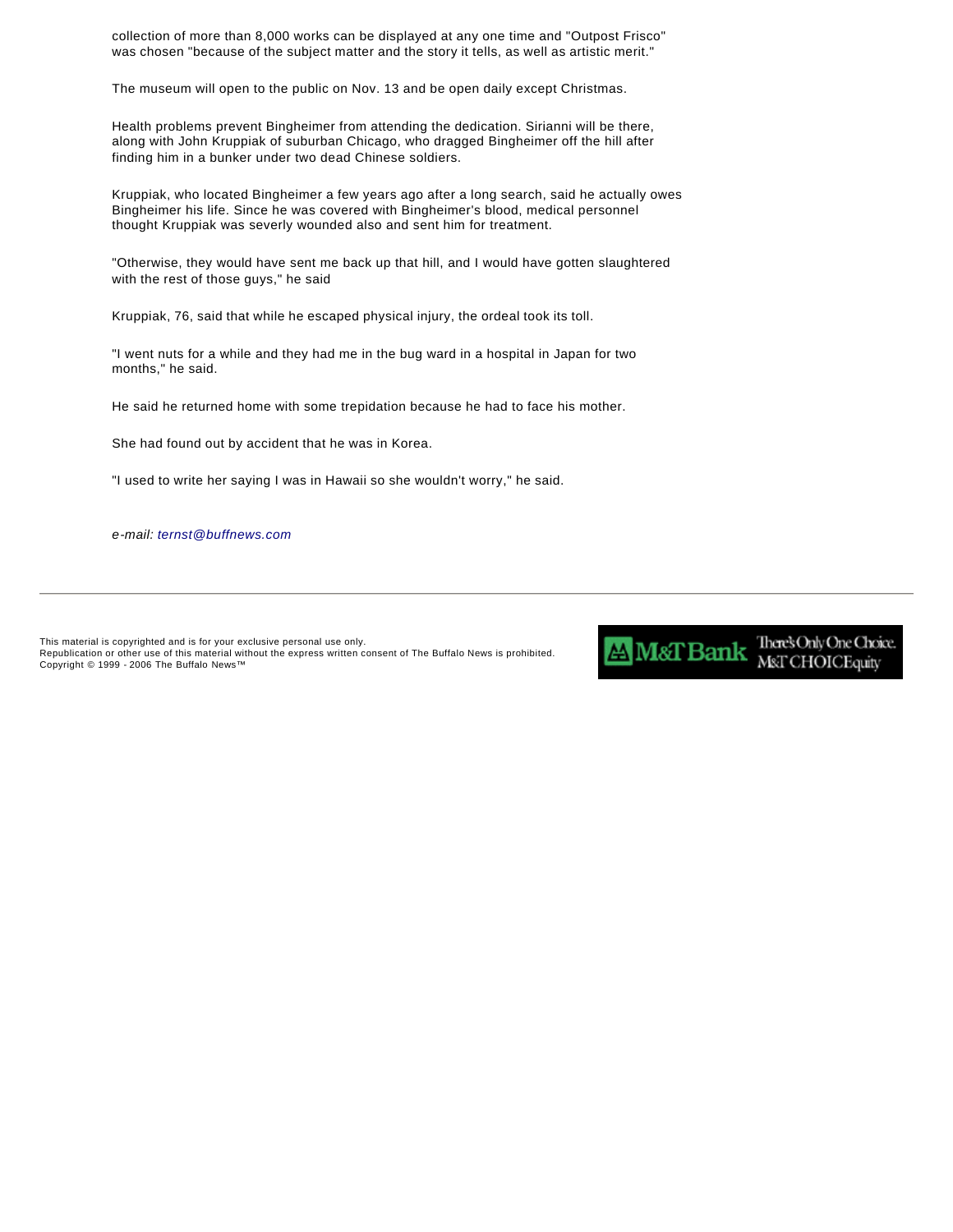collection of more than 8,000 works can be displayed at any one time and "Outpost Frisco" was chosen "because of the subject matter and the story it tells, as well as artistic merit."

The museum will open to the public on Nov. 13 and be open daily except Christmas.

Health problems prevent Bingheimer from attending the dedication. Sirianni will be there, along with John Kruppiak of suburban Chicago, who dragged Bingheimer off the hill after finding him in a bunker under two dead Chinese soldiers.

Kruppiak, who located Bingheimer a few years ago after a long search, said he actually owes Bingheimer his life. Since he was covered with Bingheimer's blood, medical personnel thought Kruppiak was severly wounded also and sent him for treatment.

"Otherwise, they would have sent me back up that hill, and I would have gotten slaughtered with the rest of those guys," he said

Kruppiak, 76, said that while he escaped physical injury, the ordeal took its toll.

"I went nuts for a while and they had me in the bug ward in a hospital in Japan for two months," he said.

He said he returned home with some trepidation because he had to face his mother.

She had found out by accident that he was in Korea.

"I used to write her saying I was in Hawaii so she wouldn't worry," he said.

*e-mail: ternst@buffnews.com*

---

This material is copyrighted and is for your exclusive personal use only.
Republication or other use of this material without the express written consent of The Buffalo News is prohibited.
Copyright © 1999 - 2006 The Buffalo News™

M&T Bank There's Only One Choice. M&T CHOICEquity